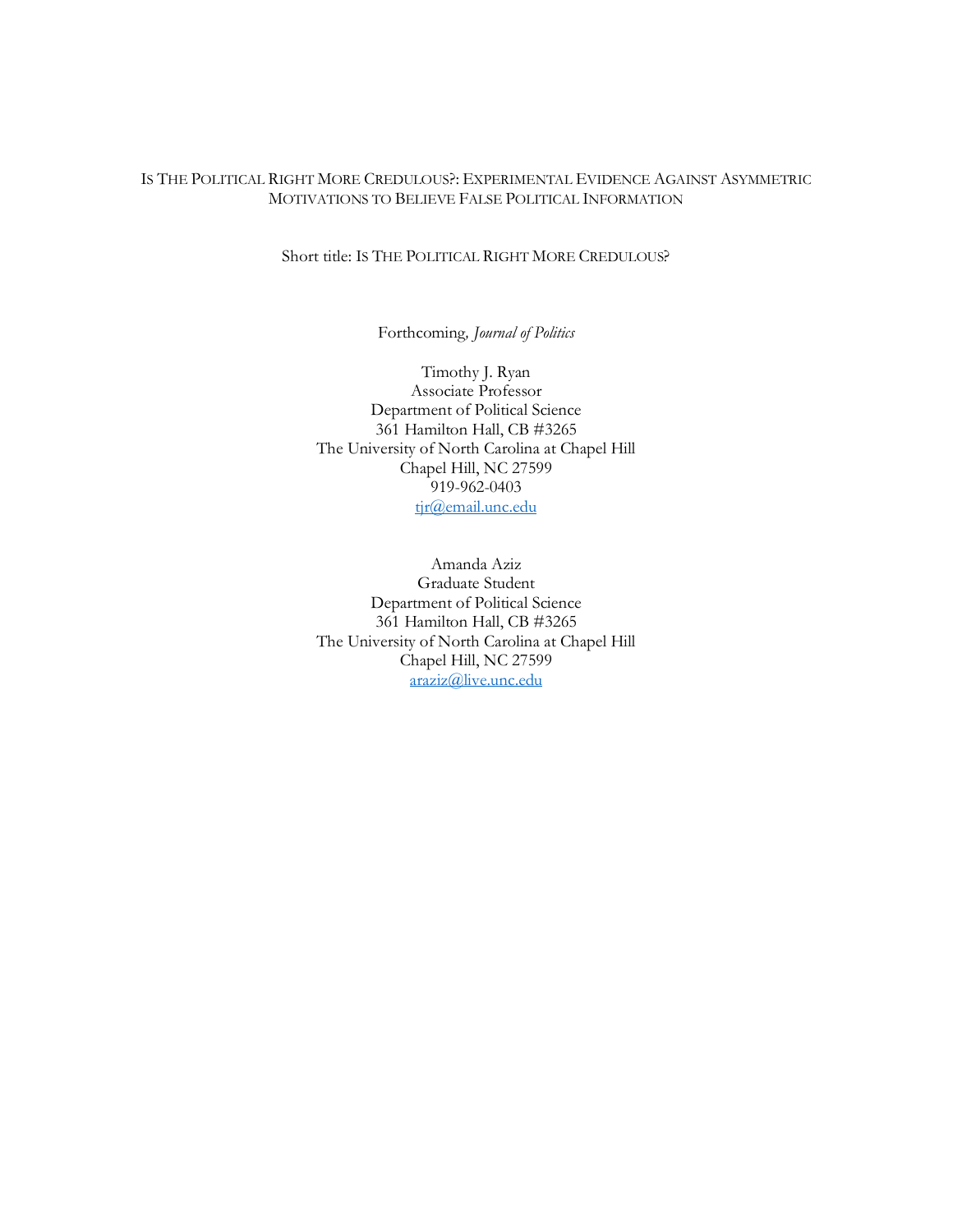# Is The Political Right More Credulous?: Experimental Evidence Against Asymmetric Motivations to Believe False Political Information

Short title: Is The Political Right More Credulous?

Forthcoming, *Journal of Politics*

Timothy J. Ryan
Associate Professor
Department of Political Science
361 Hamilton Hall, CB #3265
The University of North Carolina at Chapel Hill
Chapel Hill, NC 27599
919-962-0403
tjr@email.unc.edu

Amanda Aziz
Graduate Student
Department of Political Science
361 Hamilton Hall, CB #3265
The University of North Carolina at Chapel Hill
Chapel Hill, NC 27599
araziz@live.unc.edu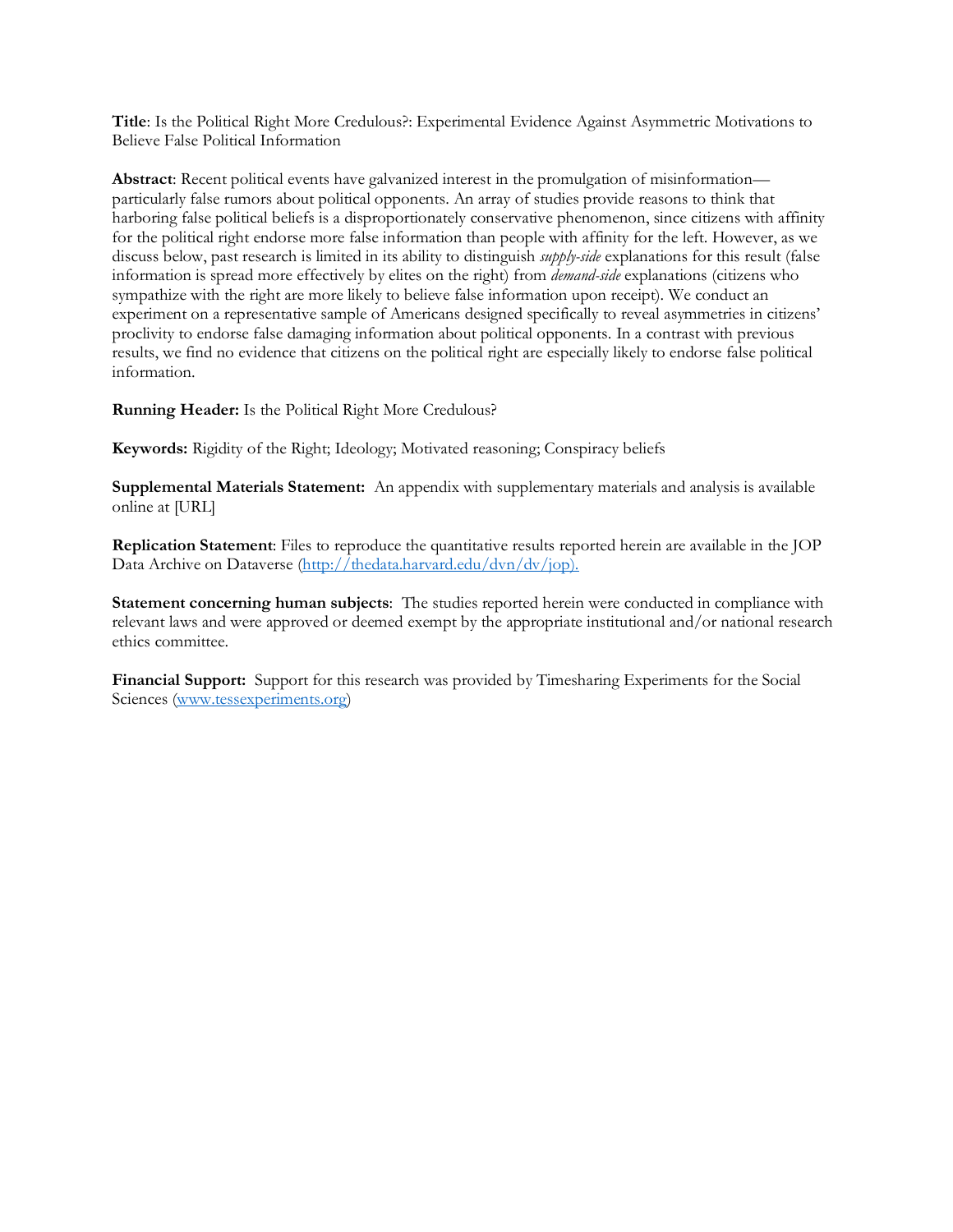**Title**: Is the Political Right More Credulous?: Experimental Evidence Against Asymmetric Motivations to Believe False Political Information

**Abstract**: Recent political events have galvanized interest in the promulgation of misinformation—particularly false rumors about political opponents. An array of studies provide reasons to think that harboring false political beliefs is a disproportionately conservative phenomenon, since citizens with affinity for the political right endorse more false information than people with affinity for the left. However, as we discuss below, past research is limited in its ability to distinguish *supply-side* explanations for this result (false information is spread more effectively by elites on the right) from *demand-side* explanations (citizens who sympathize with the right are more likely to believe false information upon receipt). We conduct an experiment on a representative sample of Americans designed specifically to reveal asymmetries in citizens' proclivity to endorse false damaging information about political opponents. In a contrast with previous results, we find no evidence that citizens on the political right are especially likely to endorse false political information.

**Running Header:** Is the Political Right More Credulous?

**Keywords:** Rigidity of the Right; Ideology; Motivated reasoning; Conspiracy beliefs

**Supplemental Materials Statement:** An appendix with supplementary materials and analysis is available online at [URL]

**Replication Statement**: Files to reproduce the quantitative results reported herein are available in the JOP Data Archive on Dataverse (http://thedata.harvard.edu/dvn/dv/jop).

**Statement concerning human subjects**: The studies reported herein were conducted in compliance with relevant laws and were approved or deemed exempt by the appropriate institutional and/or national research ethics committee.

**Financial Support:** Support for this research was provided by Timesharing Experiments for the Social Sciences (www.tessexperiments.org)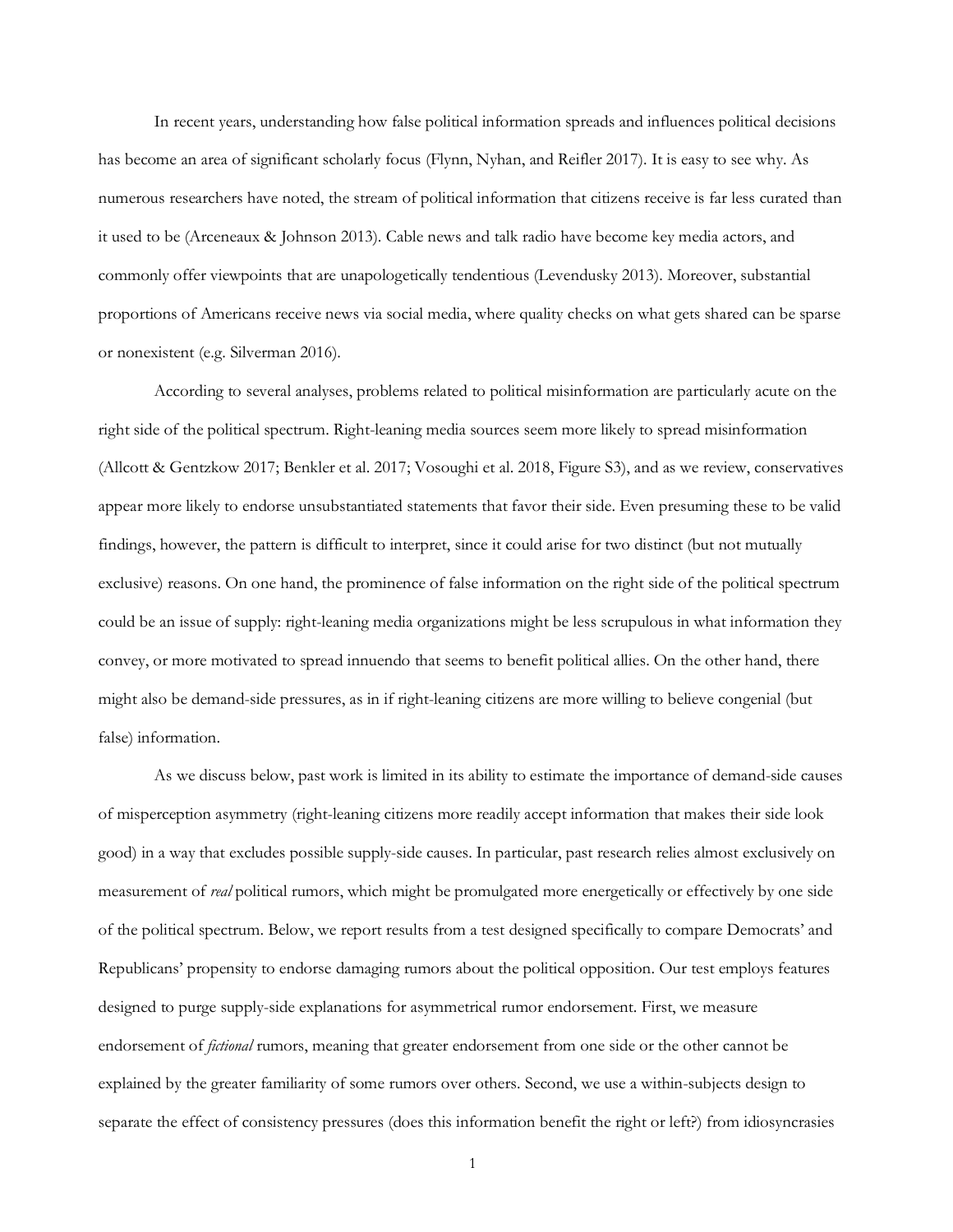In recent years, understanding how false political information spreads and influences political decisions has become an area of significant scholarly focus (Flynn, Nyhan, and Reifler 2017). It is easy to see why. As numerous researchers have noted, the stream of political information that citizens receive is far less curated than it used to be (Arceneaux & Johnson 2013). Cable news and talk radio have become key media actors, and commonly offer viewpoints that are unapologetically tendentious (Levendusky 2013). Moreover, substantial proportions of Americans receive news via social media, where quality checks on what gets shared can be sparse or nonexistent (e.g. Silverman 2016).

According to several analyses, problems related to political misinformation are particularly acute on the right side of the political spectrum. Right-leaning media sources seem more likely to spread misinformation (Allcott & Gentzkow 2017; Benkler et al. 2017; Vosoughi et al. 2018, Figure S3), and as we review, conservatives appear more likely to endorse unsubstantiated statements that favor their side. Even presuming these to be valid findings, however, the pattern is difficult to interpret, since it could arise for two distinct (but not mutually exclusive) reasons. On one hand, the prominence of false information on the right side of the political spectrum could be an issue of supply: right-leaning media organizations might be less scrupulous in what information they convey, or more motivated to spread innuendo that seems to benefit political allies. On the other hand, there might also be demand-side pressures, as in if right-leaning citizens are more willing to believe congenial (but false) information.

As we discuss below, past work is limited in its ability to estimate the importance of demand-side causes of misperception asymmetry (right-leaning citizens more readily accept information that makes their side look good) in a way that excludes possible supply-side causes. In particular, past research relies almost exclusively on measurement of *real* political rumors, which might be promulgated more energetically or effectively by one side of the political spectrum. Below, we report results from a test designed specifically to compare Democrats' and Republicans' propensity to endorse damaging rumors about the political opposition. Our test employs features designed to purge supply-side explanations for asymmetrical rumor endorsement. First, we measure endorsement of *fictional* rumors, meaning that greater endorsement from one side or the other cannot be explained by the greater familiarity of some rumors over others. Second, we use a within-subjects design to separate the effect of consistency pressures (does this information benefit the right or left?) from idiosyncrasies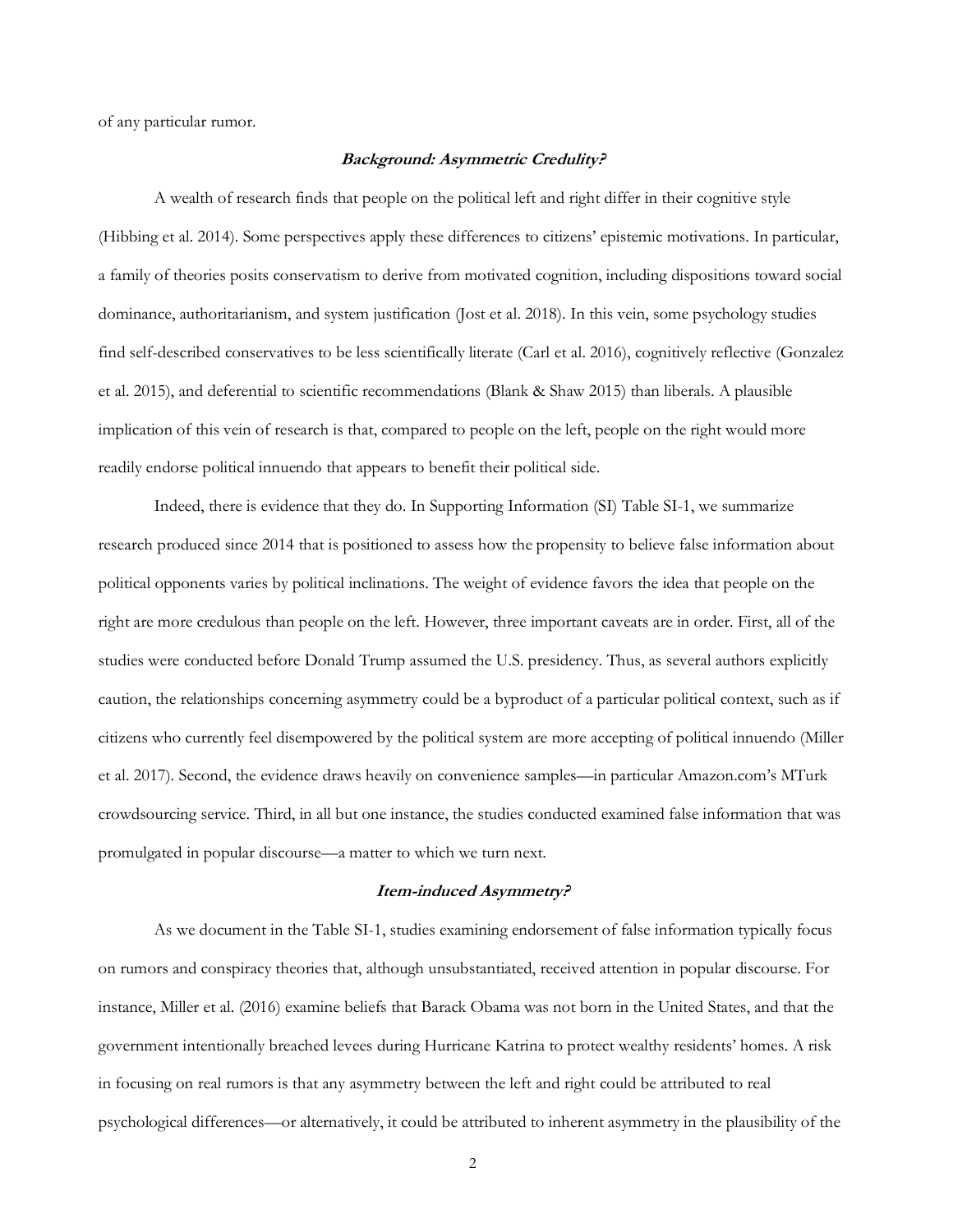of any particular rumor.

### ***Background: Asymmetric Credulity?***

A wealth of research finds that people on the political left and right differ in their cognitive style (Hibbing et al. 2014). Some perspectives apply these differences to citizens' epistemic motivations. In particular, a family of theories posits conservatism to derive from motivated cognition, including dispositions toward social dominance, authoritarianism, and system justification (Jost et al. 2018). In this vein, some psychology studies find self-described conservatives to be less scientifically literate (Carl et al. 2016), cognitively reflective (Gonzalez et al. 2015), and deferential to scientific recommendations (Blank & Shaw 2015) than liberals. A plausible implication of this vein of research is that, compared to people on the left, people on the right would more readily endorse political innuendo that appears to benefit their political side.

Indeed, there is evidence that they do. In Supporting Information (SI) Table SI-1, we summarize research produced since 2014 that is positioned to assess how the propensity to believe false information about political opponents varies by political inclinations. The weight of evidence favors the idea that people on the right are more credulous than people on the left. However, three important caveats are in order. First, all of the studies were conducted before Donald Trump assumed the U.S. presidency. Thus, as several authors explicitly caution, the relationships concerning asymmetry could be a byproduct of a particular political context, such as if citizens who currently feel disempowered by the political system are more accepting of political innuendo (Miller et al. 2017). Second, the evidence draws heavily on convenience samples—in particular Amazon.com's MTurk crowdsourcing service. Third, in all but one instance, the studies conducted examined false information that was promulgated in popular discourse—a matter to which we turn next.

### ***Item-induced Asymmetry?***

As we document in the Table SI-1, studies examining endorsement of false information typically focus on rumors and conspiracy theories that, although unsubstantiated, received attention in popular discourse. For instance, Miller et al. (2016) examine beliefs that Barack Obama was not born in the United States, and that the government intentionally breached levees during Hurricane Katrina to protect wealthy residents' homes. A risk in focusing on real rumors is that any asymmetry between the left and right could be attributed to real psychological differences—or alternatively, it could be attributed to inherent asymmetry in the plausibility of the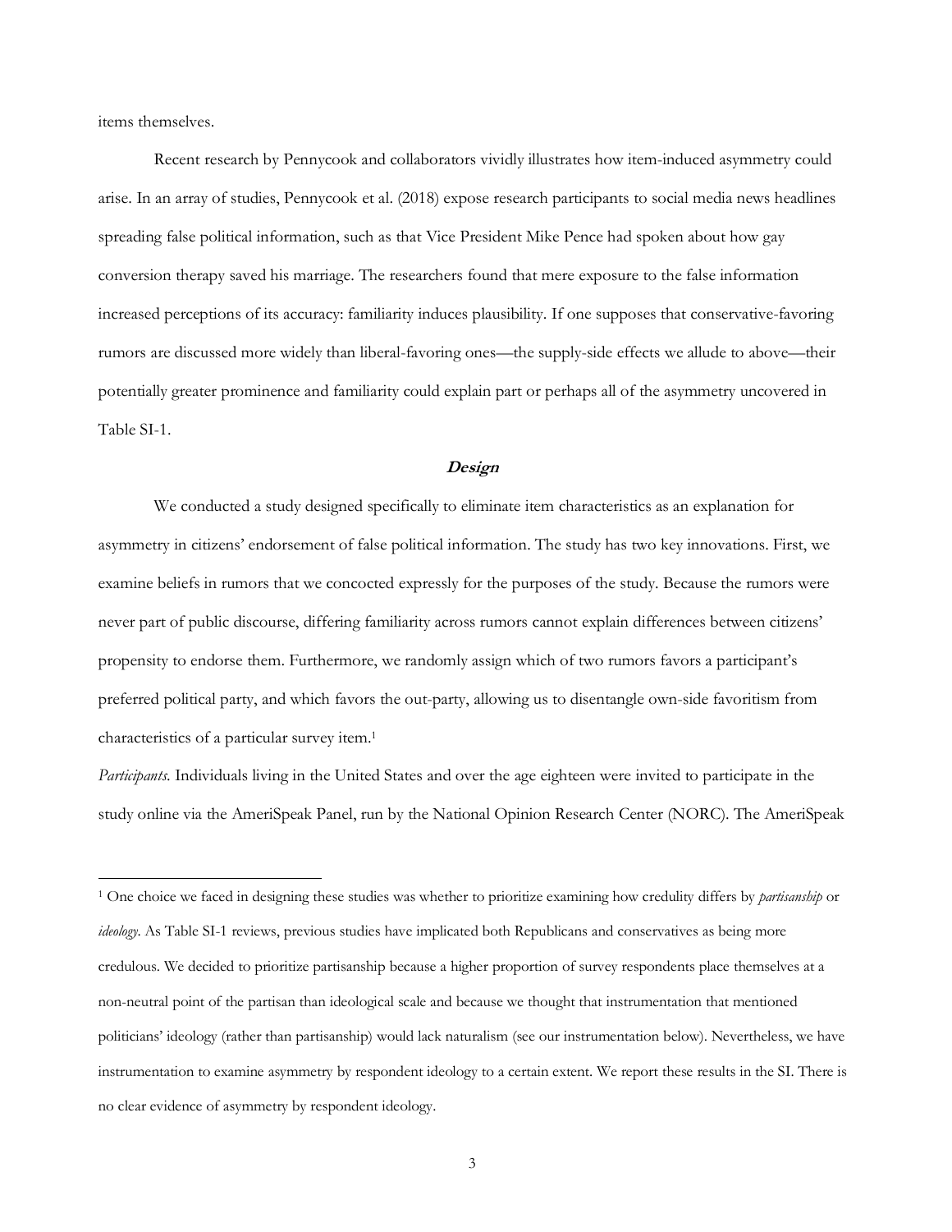items themselves.

Recent research by Pennycook and collaborators vividly illustrates how item-induced asymmetry could arise. In an array of studies, Pennycook et al. (2018) expose research participants to social media news headlines spreading false political information, such as that Vice President Mike Pence had spoken about how gay conversion therapy saved his marriage. The researchers found that mere exposure to the false information increased perceptions of its accuracy: familiarity induces plausibility. If one supposes that conservative-favoring rumors are discussed more widely than liberal-favoring ones—the supply-side effects we allude to above—their potentially greater prominence and familiarity could explain part or perhaps all of the asymmetry uncovered in Table SI-1.

## Design

We conducted a study designed specifically to eliminate item characteristics as an explanation for asymmetry in citizens' endorsement of false political information. The study has two key innovations. First, we examine beliefs in rumors that we concocted expressly for the purposes of the study. Because the rumors were never part of public discourse, differing familiarity across rumors cannot explain differences between citizens' propensity to endorse them. Furthermore, we randomly assign which of two rumors favors a participant's preferred political party, and which favors the out-party, allowing us to disentangle own-side favoritism from characteristics of a particular survey item.[1]

*Participants.* Individuals living in the United States and over the age eighteen were invited to participate in the study online via the AmeriSpeak Panel, run by the National Opinion Research Center (NORC). The AmeriSpeak

[1] One choice we faced in designing these studies was whether to prioritize examining how credulity differs by *partisanship* or *ideology*. As Table SI-1 reviews, previous studies have implicated both Republicans and conservatives as being more credulous. We decided to prioritize partisanship because a higher proportion of survey respondents place themselves at a non-neutral point of the partisan than ideological scale and because we thought that instrumentation that mentioned politicians' ideology (rather than partisanship) would lack naturalism (see our instrumentation below). Nevertheless, we have instrumentation to examine asymmetry by respondent ideology to a certain extent. We report these results in the SI. There is no clear evidence of asymmetry by respondent ideology.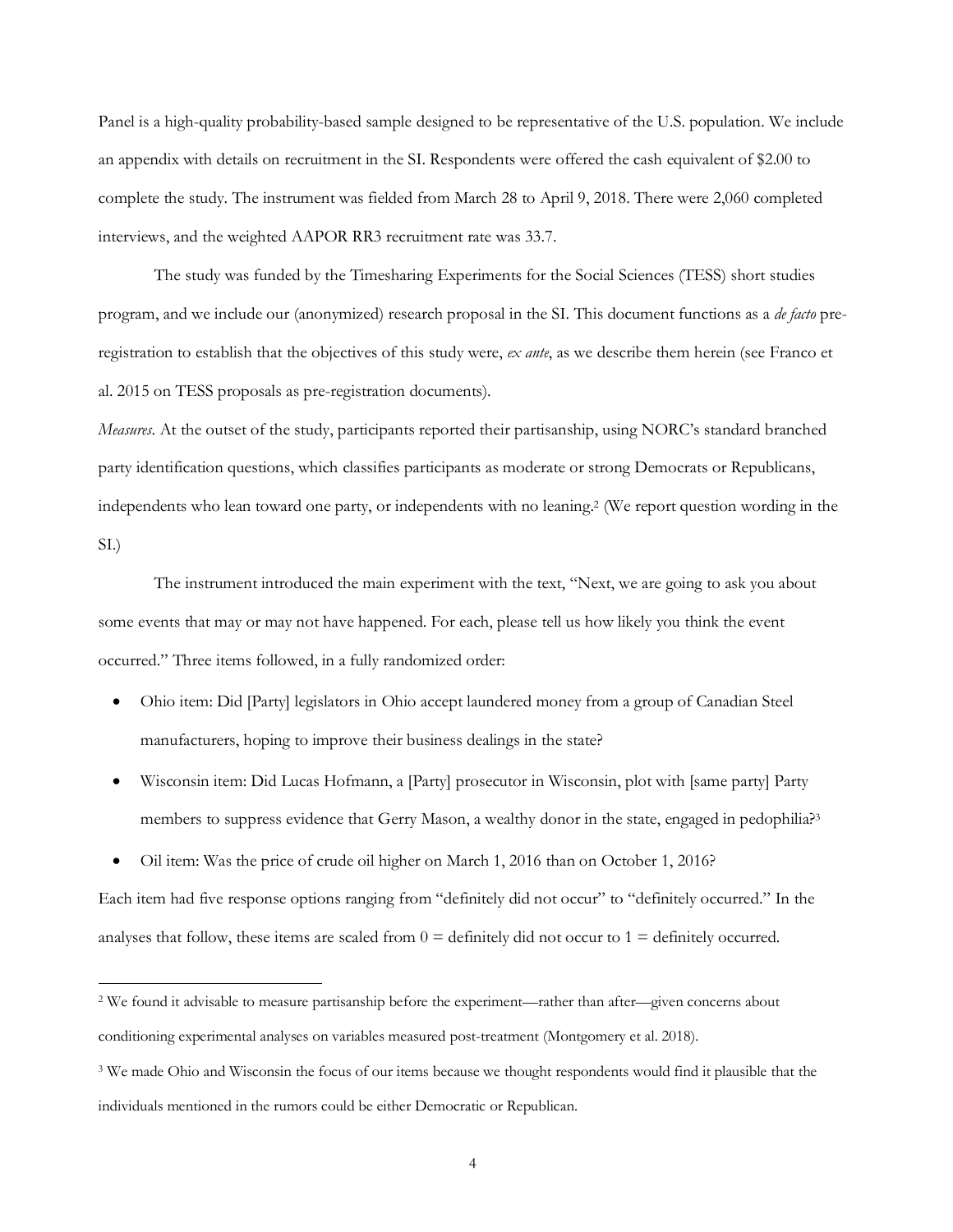Panel is a high-quality probability-based sample designed to be representative of the U.S. population. We include an appendix with details on recruitment in the SI. Respondents were offered the cash equivalent of $2.00 to complete the study. The instrument was fielded from March 28 to April 9, 2018. There were 2,060 completed interviews, and the weighted AAPOR RR3 recruitment rate was 33.7.

The study was funded by the Timesharing Experiments for the Social Sciences (TESS) short studies program, and we include our (anonymized) research proposal in the SI. This document functions as a *de facto* pre-registration to establish that the objectives of this study were, *ex ante*, as we describe them herein (see Franco et al. 2015 on TESS proposals as pre-registration documents).

*Measures*. At the outset of the study, participants reported their partisanship, using NORC's standard branched party identification questions, which classifies participants as moderate or strong Democrats or Republicans, independents who lean toward one party, or independents with no leaning.[2] (We report question wording in the SI.)

The instrument introduced the main experiment with the text, "Next, we are going to ask you about some events that may or may not have happened. For each, please tell us how likely you think the event occurred." Three items followed, in a fully randomized order:

- Ohio item: Did [Party] legislators in Ohio accept laundered money from a group of Canadian Steel manufacturers, hoping to improve their business dealings in the state?
- Wisconsin item: Did Lucas Hofmann, a [Party] prosecutor in Wisconsin, plot with [same party] Party members to suppress evidence that Gerry Mason, a wealthy donor in the state, engaged in pedophilia?[3]
- Oil item: Was the price of crude oil higher on March 1, 2016 than on October 1, 2016?

Each item had five response options ranging from "definitely did not occur" to "definitely occurred." In the analyses that follow, these items are scaled from 0 = definitely did not occur to 1 = definitely occurred.

[2] We found it advisable to measure partisanship before the experiment—rather than after—given concerns about conditioning experimental analyses on variables measured post-treatment (Montgomery et al. 2018).

[3] We made Ohio and Wisconsin the focus of our items because we thought respondents would find it plausible that the individuals mentioned in the rumors could be either Democratic or Republican.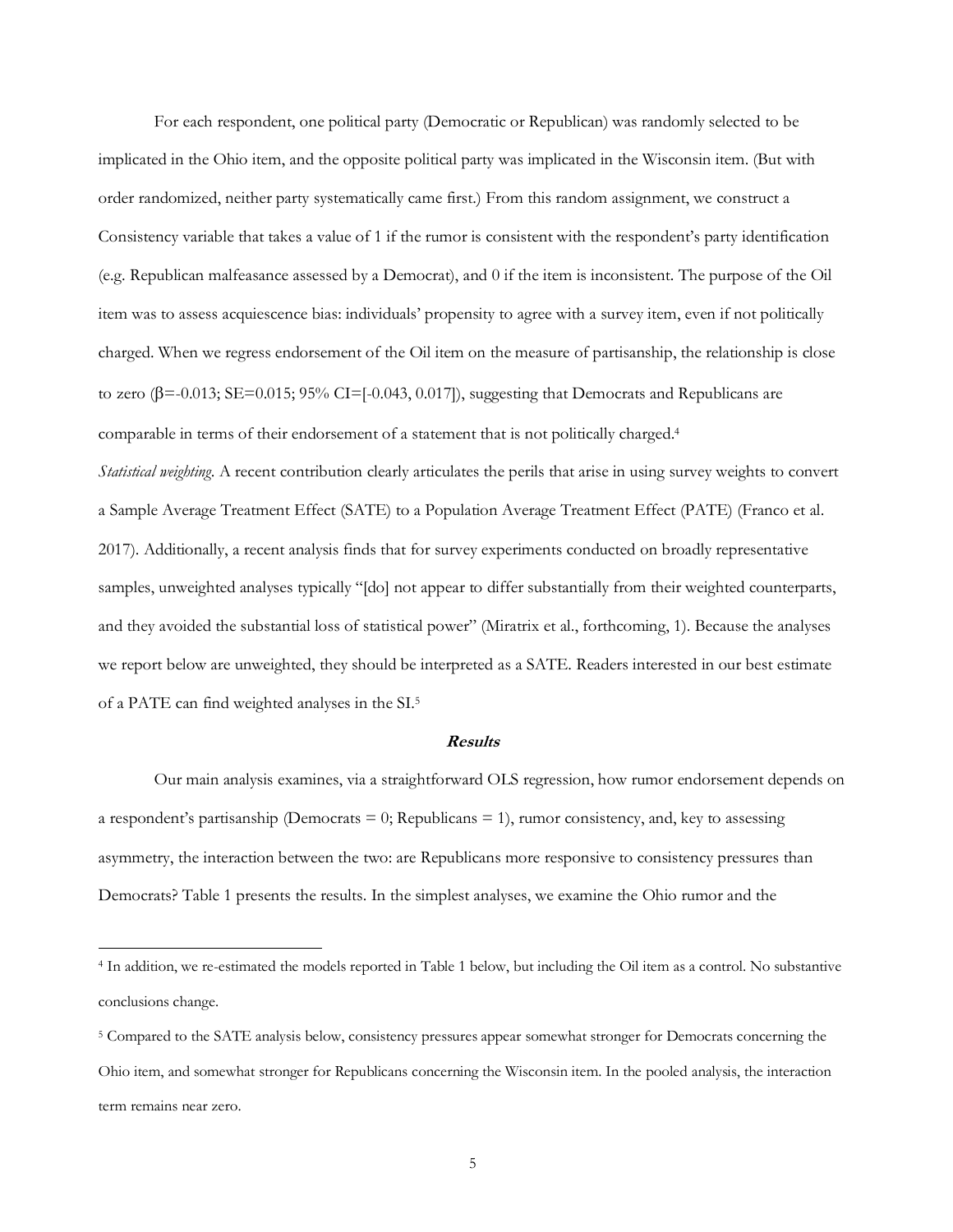For each respondent, one political party (Democratic or Republican) was randomly selected to be implicated in the Ohio item, and the opposite political party was implicated in the Wisconsin item. (But with order randomized, neither party systematically came first.) From this random assignment, we construct a Consistency variable that takes a value of 1 if the rumor is consistent with the respondent's party identification (e.g. Republican malfeasance assessed by a Democrat), and 0 if the item is inconsistent. The purpose of the Oil item was to assess acquiescence bias: individuals' propensity to agree with a survey item, even if not politically charged. When we regress endorsement of the Oil item on the measure of partisanship, the relationship is close to zero ($\beta$=-0.013; SE=0.015; 95% CI=[-0.043, 0.017]), suggesting that Democrats and Republicans are comparable in terms of their endorsement of a statement that is not politically charged.[4]

*Statistical weighting*. A recent contribution clearly articulates the perils that arise in using survey weights to convert a Sample Average Treatment Effect (SATE) to a Population Average Treatment Effect (PATE) (Franco et al. 2017). Additionally, a recent analysis finds that for survey experiments conducted on broadly representative samples, unweighted analyses typically "[do] not appear to differ substantially from their weighted counterparts, and they avoided the substantial loss of statistical power" (Miratrix et al., forthcoming, 1). Because the analyses we report below are unweighted, they should be interpreted as a SATE. Readers interested in our best estimate of a PATE can find weighted analyses in the SI.[5]

## ***Results***

Our main analysis examines, via a straightforward OLS regression, how rumor endorsement depends on a respondent's partisanship (Democrats = 0; Republicans = 1), rumor consistency, and, key to assessing asymmetry, the interaction between the two: are Republicans more responsive to consistency pressures than Democrats? Table 1 presents the results. In the simplest analyses, we examine the Ohio rumor and the

---

[4] In addition, we re-estimated the models reported in Table 1 below, but including the Oil item as a control. No substantive conclusions change.

[5] Compared to the SATE analysis below, consistency pressures appear somewhat stronger for Democrats concerning the Ohio item, and somewhat stronger for Republicans concerning the Wisconsin item. In the pooled analysis, the interaction term remains near zero.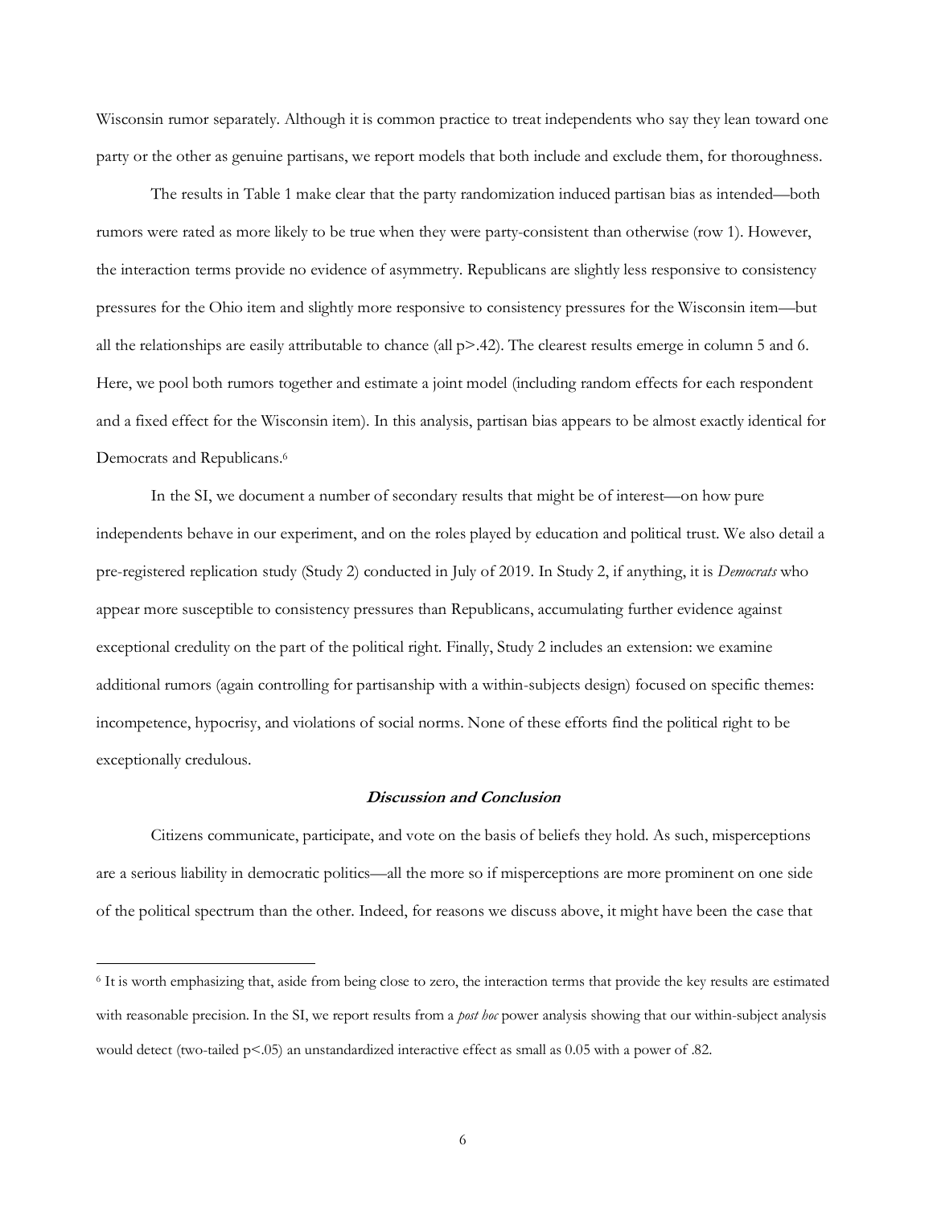Wisconsin rumor separately. Although it is common practice to treat independents who say they lean toward one party or the other as genuine partisans, we report models that both include and exclude them, for thoroughness.

The results in Table 1 make clear that the party randomization induced partisan bias as intended—both rumors were rated as more likely to be true when they were party-consistent than otherwise (row 1). However, the interaction terms provide no evidence of asymmetry. Republicans are slightly less responsive to consistency pressures for the Ohio item and slightly more responsive to consistency pressures for the Wisconsin item—but all the relationships are easily attributable to chance (all $p > .42$). The clearest results emerge in column 5 and 6. Here, we pool both rumors together and estimate a joint model (including random effects for each respondent and a fixed effect for the Wisconsin item). In this analysis, partisan bias appears to be almost exactly identical for Democrats and Republicans.[6]

In the SI, we document a number of secondary results that might be of interest—on how pure independents behave in our experiment, and on the roles played by education and political trust. We also detail a pre-registered replication study (Study 2) conducted in July of 2019. In Study 2, if anything, it is *Democrats* who appear more susceptible to consistency pressures than Republicans, accumulating further evidence against exceptional credulity on the part of the political right. Finally, Study 2 includes an extension: we examine additional rumors (again controlling for partisanship with a within-subjects design) focused on specific themes: incompetence, hypocrisy, and violations of social norms. None of these efforts find the political right to be exceptionally credulous.

### *Discussion and Conclusion*

Citizens communicate, participate, and vote on the basis of beliefs they hold. As such, misperceptions are a serious liability in democratic politics—all the more so if misperceptions are more prominent on one side of the political spectrum than the other. Indeed, for reasons we discuss above, it might have been the case that

---

[6] It is worth emphasizing that, aside from being close to zero, the interaction terms that provide the key results are estimated with reasonable precision. In the SI, we report results from a *post hoc* power analysis showing that our within-subject analysis would detect (two-tailed $p < .05$) an unstandardized interactive effect as small as 0.05 with a power of .82.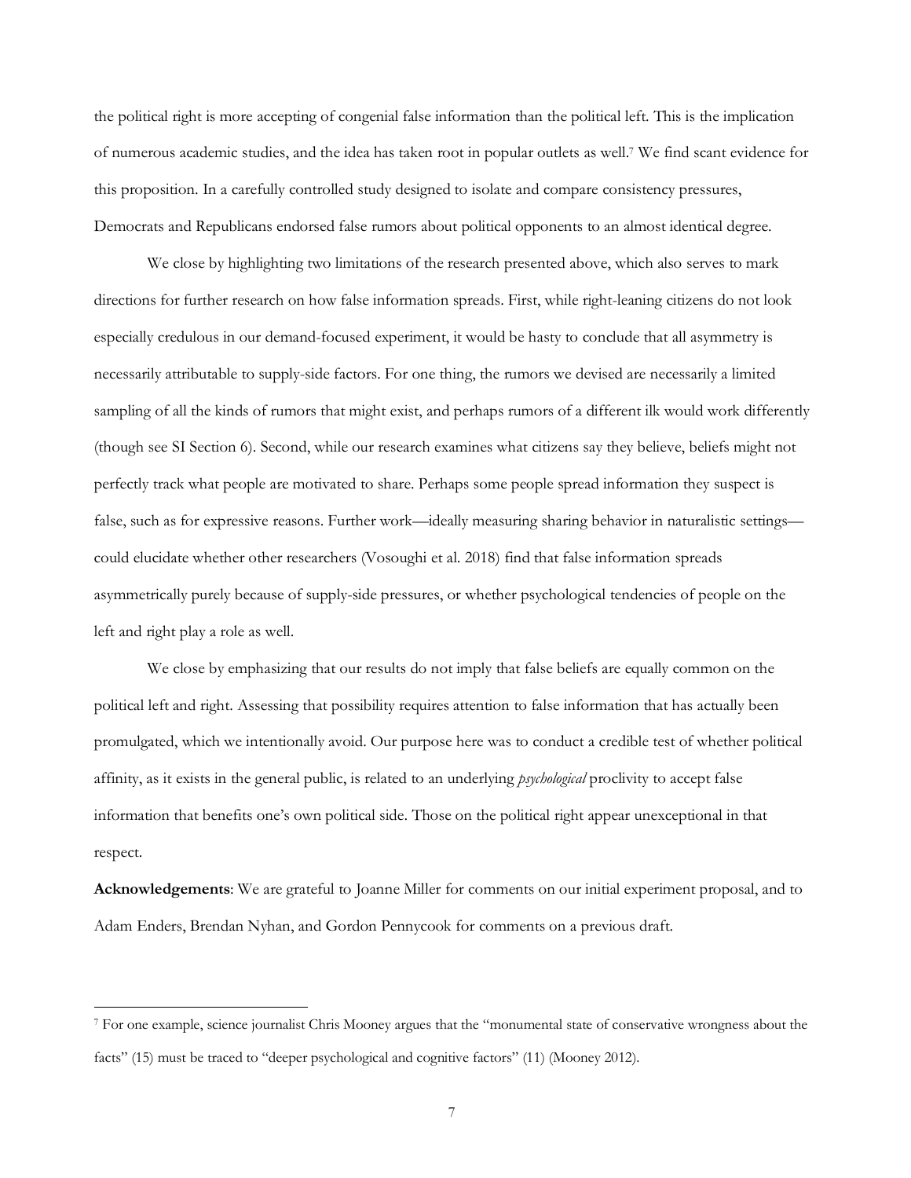the political right is more accepting of congenial false information than the political left. This is the implication of numerous academic studies, and the idea has taken root in popular outlets as well.[7] We find scant evidence for this proposition. In a carefully controlled study designed to isolate and compare consistency pressures, Democrats and Republicans endorsed false rumors about political opponents to an almost identical degree.

We close by highlighting two limitations of the research presented above, which also serves to mark directions for further research on how false information spreads. First, while right-leaning citizens do not look especially credulous in our demand-focused experiment, it would be hasty to conclude that all asymmetry is necessarily attributable to supply-side factors. For one thing, the rumors we devised are necessarily a limited sampling of all the kinds of rumors that might exist, and perhaps rumors of a different ilk would work differently (though see SI Section 6). Second, while our research examines what citizens say they believe, beliefs might not perfectly track what people are motivated to share. Perhaps some people spread information they suspect is false, such as for expressive reasons. Further work—ideally measuring sharing behavior in naturalistic settings—could elucidate whether other researchers (Vosoughi et al. 2018) find that false information spreads asymmetrically purely because of supply-side pressures, or whether psychological tendencies of people on the left and right play a role as well.

We close by emphasizing that our results do not imply that false beliefs are equally common on the political left and right. Assessing that possibility requires attention to false information that has actually been promulgated, which we intentionally avoid. Our purpose here was to conduct a credible test of whether political affinity, as it exists in the general public, is related to an underlying *psychological* proclivity to accept false information that benefits one's own political side. Those on the political right appear unexceptional in that respect.

**Acknowledgements**: We are grateful to Joanne Miller for comments on our initial experiment proposal, and to Adam Enders, Brendan Nyhan, and Gordon Pennycook for comments on a previous draft.

---

[7] For one example, science journalist Chris Mooney argues that the "monumental state of conservative wrongness about the facts" (15) must be traced to "deeper psychological and cognitive factors" (11) (Mooney 2012).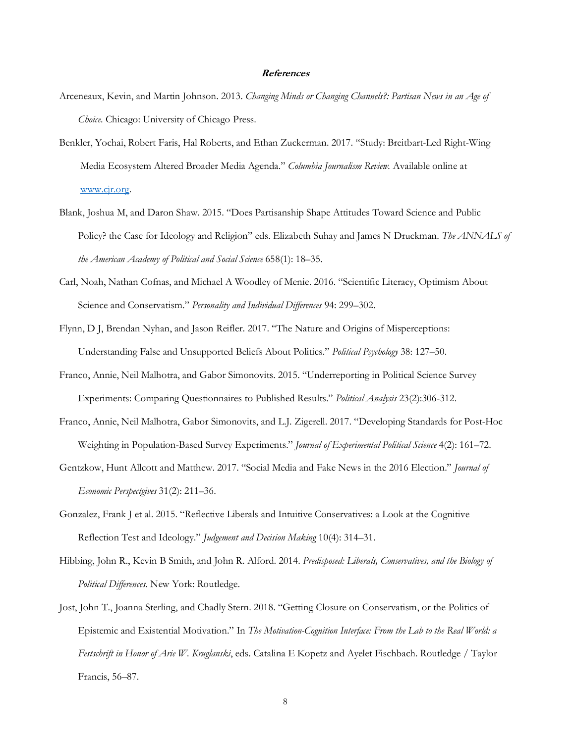## References

Arceneaux, Kevin, and Martin Johnson. 2013. *Changing Minds or Changing Channels?: Partisan News in an Age of Choice*. Chicago: University of Chicago Press.

Benkler, Yochai, Robert Faris, Hal Roberts, and Ethan Zuckerman. 2017. "Study: Breitbart-Led Right-Wing Media Ecosystem Altered Broader Media Agenda." *Columbia Journalism Review.* Available online at www.cjr.org.

Blank, Joshua M, and Daron Shaw. 2015. "Does Partisanship Shape Attitudes Toward Science and Public Policy? the Case for Ideology and Religion" eds. Elizabeth Suhay and James N Druckman. *The ANNALS of the American Academy of Political and Social Science* 658(1): 18–35.

Carl, Noah, Nathan Cofnas, and Michael A Woodley of Menie. 2016. "Scientific Literacy, Optimism About Science and Conservatism." *Personality and Individual Differences* 94: 299–302.

Flynn, D J, Brendan Nyhan, and Jason Reifler. 2017. "The Nature and Origins of Misperceptions: Understanding False and Unsupported Beliefs About Politics." *Political Psychology* 38: 127–50.

Franco, Annie, Neil Malhotra, and Gabor Simonovits. 2015. "Underreporting in Political Science Survey Experiments: Comparing Questionnaires to Published Results." *Political Analysis* 23(2):306-312.

Franco, Annie, Neil Malhotra, Gabor Simonovits, and L.J. Zigerell. 2017. "Developing Standards for Post-Hoc Weighting in Population-Based Survey Experiments." *Journal of Experimental Political Science* 4(2): 161–72.

Gentzkow, Hunt Allcott and Matthew. 2017. "Social Media and Fake News in the 2016 Election." *Journal of Economic Perspectgives* 31(2): 211–36.

Gonzalez, Frank J et al. 2015. "Reflective Liberals and Intuitive Conservatives: a Look at the Cognitive Reflection Test and Ideology." *Judgement and Decision Making* 10(4): 314–31.

Hibbing, John R., Kevin B Smith, and John R. Alford. 2014. *Predisposed: Liberals, Conservatives, and the Biology of Political Differences.* New York: Routledge.

Jost, John T., Joanna Sterling, and Chadly Stern. 2018. "Getting Closure on Conservatism, or the Politics of Epistemic and Existential Motivation." In *The Motivation-Cognition Interface: From the Lab to the Real World: a Festschrift in Honor of Arie W. Kruglanski*, eds. Catalina E Kopetz and Ayelet Fischbach. Routledge / Taylor Francis, 56–87.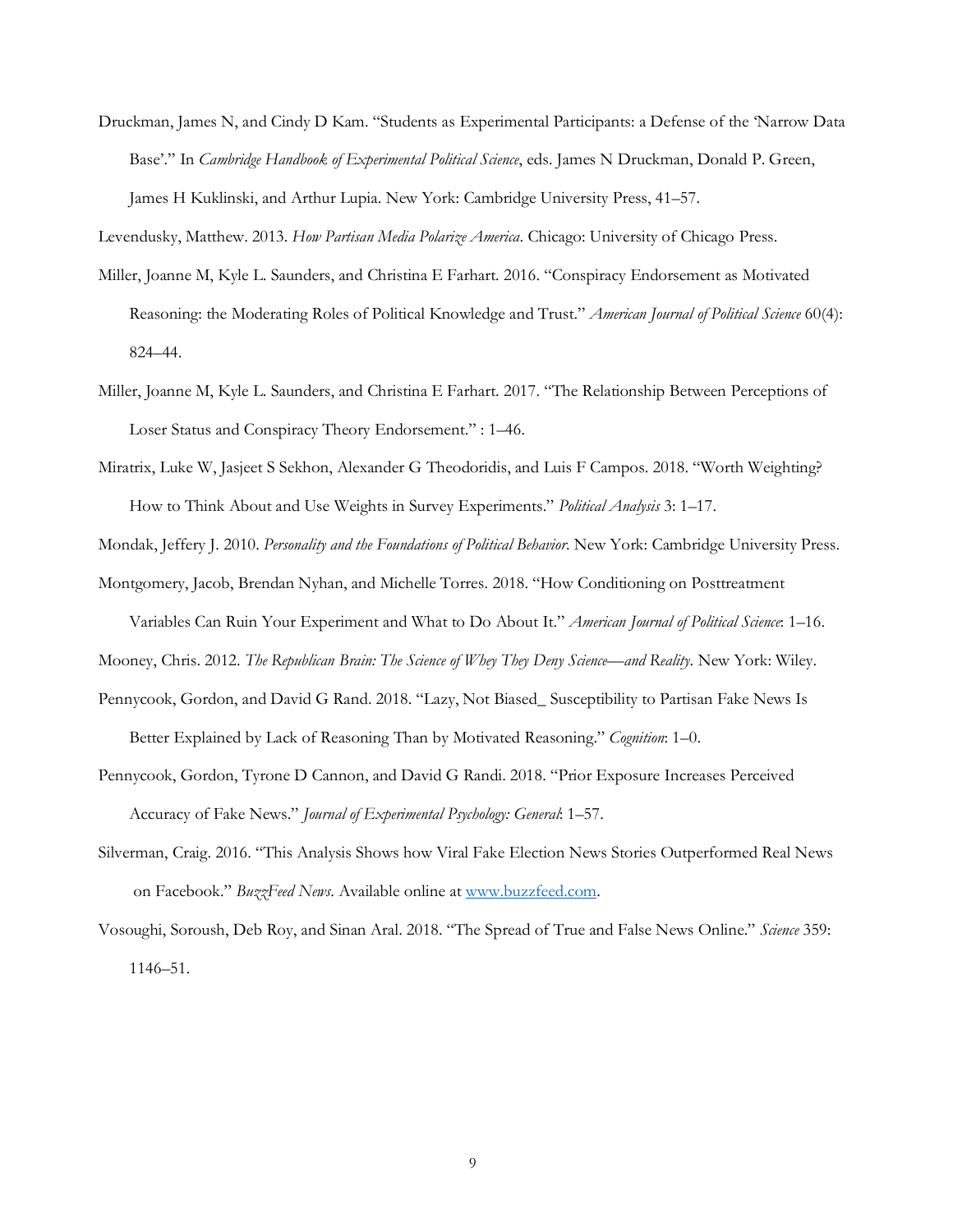Druckman, James N, and Cindy D Kam. "Students as Experimental Participants: a Defense of the 'Narrow Data Base'." In *Cambridge Handbook of Experimental Political Science*, eds. James N Druckman, Donald P. Green, James H Kuklinski, and Arthur Lupia. New York: Cambridge University Press, 41–57.

Levendusky, Matthew. 2013. *How Partisan Media Polarize America*. Chicago: University of Chicago Press.

Miller, Joanne M, Kyle L. Saunders, and Christina E Farhart. 2016. "Conspiracy Endorsement as Motivated Reasoning: the Moderating Roles of Political Knowledge and Trust." *American Journal of Political Science* 60(4): 824–44.

Miller, Joanne M, Kyle L. Saunders, and Christina E Farhart. 2017. "The Relationship Between Perceptions of Loser Status and Conspiracy Theory Endorsement." : 1–46.

Miratrix, Luke W, Jasjeet S Sekhon, Alexander G Theodoridis, and Luis F Campos. 2018. "Worth Weighting? How to Think About and Use Weights in Survey Experiments." *Political Analysis* 3: 1–17.

Mondak, Jeffery J. 2010. *Personality and the Foundations of Political Behavior*. New York: Cambridge University Press.

Montgomery, Jacob, Brendan Nyhan, and Michelle Torres. 2018. "How Conditioning on Posttreatment Variables Can Ruin Your Experiment and What to Do About It." *American Journal of Political Science*: 1–16.

Mooney, Chris. 2012. *The Republican Brain: The Science of Whey They Deny Science—and Reality*. New York: Wiley.

Pennycook, Gordon, and David G Rand. 2018. "Lazy, Not Biased_ Susceptibility to Partisan Fake News Is Better Explained by Lack of Reasoning Than by Motivated Reasoning." *Cognition*: 1–0.

Pennycook, Gordon, Tyrone D Cannon, and David G Randi. 2018. "Prior Exposure Increases Perceived Accuracy of Fake News." *Journal of Experimental Psychology: General*: 1–57.

Silverman, Craig. 2016. "This Analysis Shows how Viral Fake Election News Stories Outperformed Real News on Facebook." *BuzzFeed News*. Available online at [www.buzzfeed.com](www.buzzfeed.com).

Vosoughi, Soroush, Deb Roy, and Sinan Aral. 2018. "The Spread of True and False News Online." *Science* 359: 1146–51.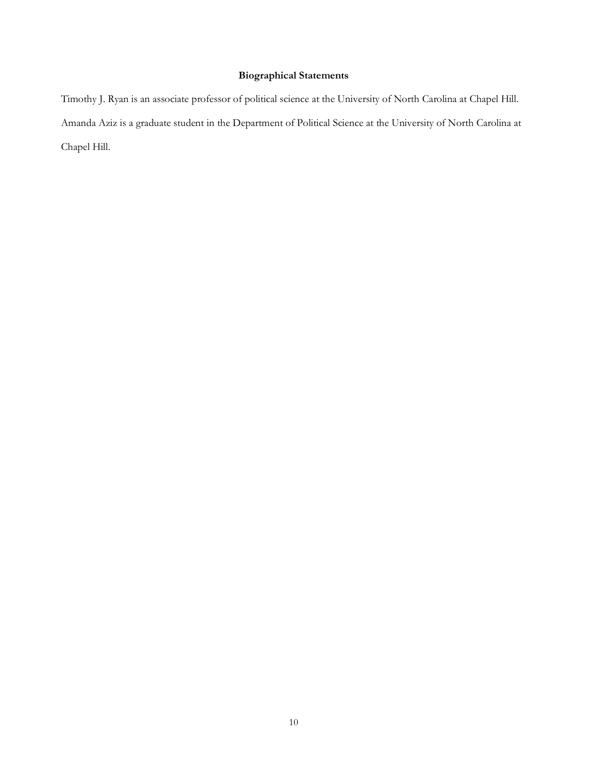## Biographical Statements

Timothy J. Ryan is an associate professor of political science at the University of North Carolina at Chapel Hill.

Amanda Aziz is a graduate student in the Department of Political Science at the University of North Carolina at Chapel Hill.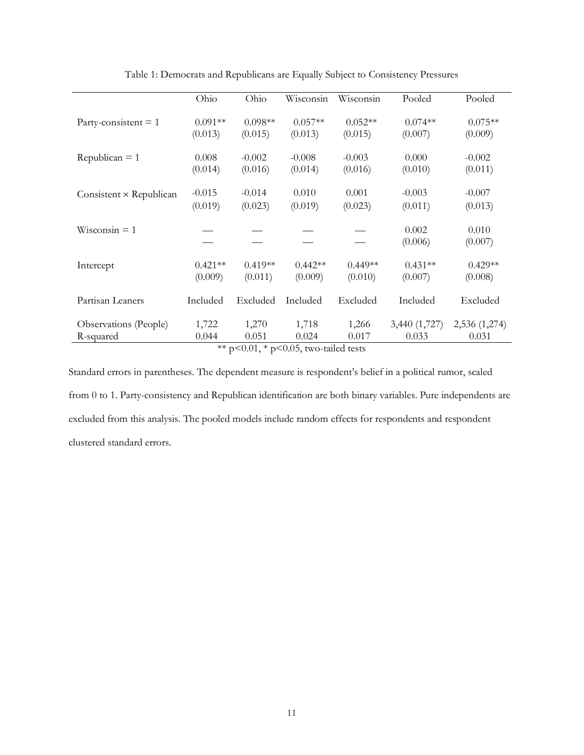Table 1: Democrats and Republicans are Equally Subject to Consistency Pressures

| | Ohio | Ohio | Wisconsin | Wisconsin | Pooled | Pooled |
|---|---|---|---|---|---|---|
| Party-consistent = 1 | 0.091** | 0.098** | 0.057** | 0.052** | 0.074** | 0.075** |
| | (0.013) | (0.015) | (0.013) | (0.015) | (0.007) | (0.009) |
| Republican = 1 | 0.008 | -0.002 | -0.008 | -0.003 | 0.000 | -0.002 |
| | (0.014) | (0.016) | (0.014) | (0.016) | (0.010) | (0.011) |
| Consistent × Republican | -0.015 | -0.014 | 0.010 | 0.001 | -0.003 | -0.007 |
| | (0.019) | (0.023) | (0.019) | (0.023) | (0.011) | (0.013) |
| Wisconsin = 1 | — | — | — | — | 0.002 | 0.010 |
| | — | — | — | — | (0.006) | (0.007) |
| Intercept | 0.421** | 0.419** | 0.442** | 0.449** | 0.431** | 0.429** |
| | (0.009) | (0.011) | (0.009) | (0.010) | (0.007) | (0.008) |
| Partisan Leaners | Included | Excluded | Included | Excluded | Included | Excluded |
| Observations (People) | 1,722 | 1,270 | 1,718 | 1,266 | 3,440 (1,727) | 2,536 (1,274) |
| R-squared | 0.044 | 0.051 | 0.024 | 0.017 | 0.033 | 0.031 |

** $p<0.01$, * $p<0.05$, two-tailed tests

Standard errors in parentheses. The dependent measure is respondent's belief in a political rumor, scaled from 0 to 1. Party-consistency and Republican identification are both binary variables. Pure independents are excluded from this analysis. The pooled models include random effects for respondents and respondent clustered standard errors.